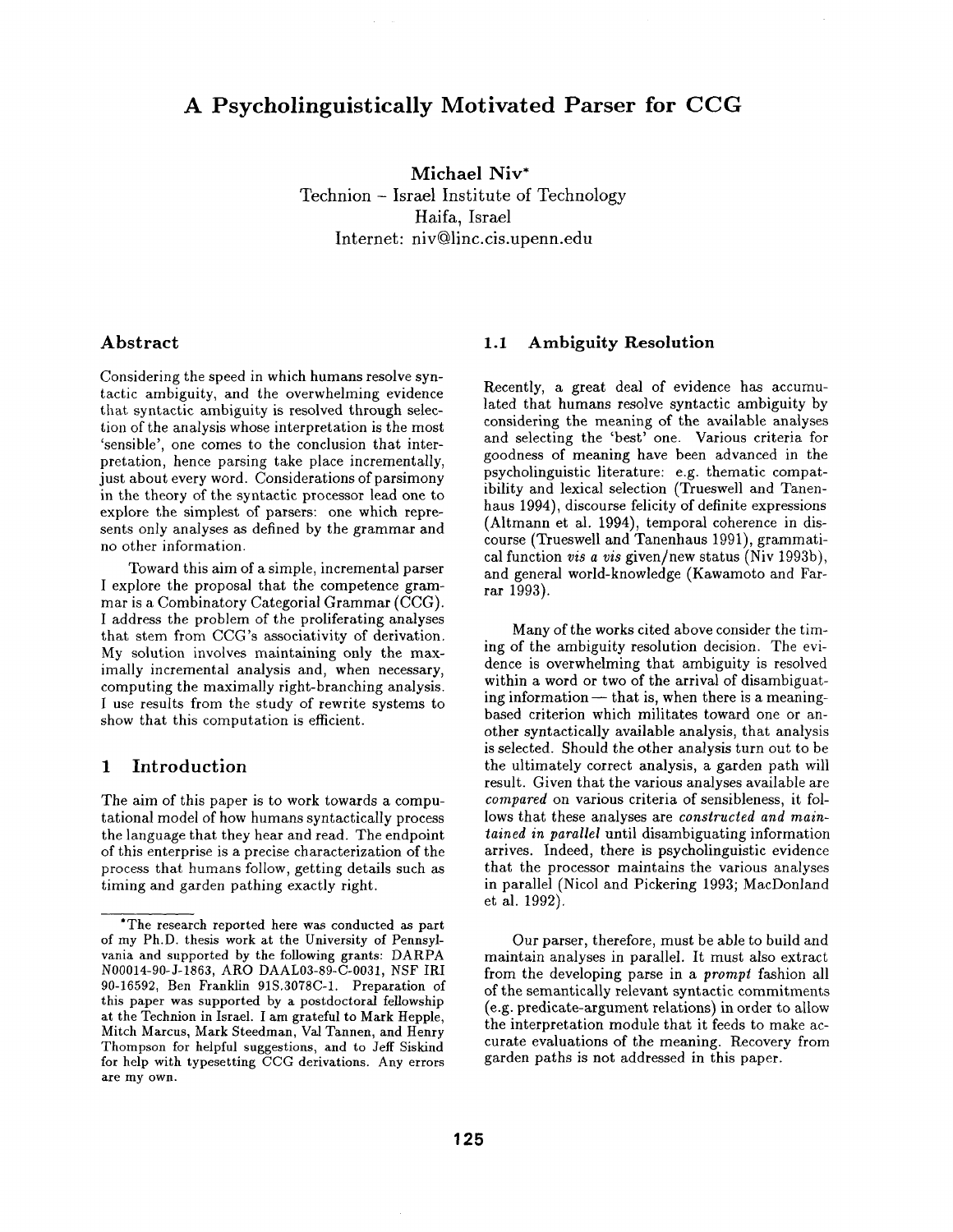# A Psycholinguistically Motivated Parser for CCG

**Michael Niv***
Technion – Israel Institute of Technology
Haifa, Israel
Internet: niv@linc.cis.upenn.edu

## Abstract

Considering the speed in which humans resolve syntactic ambiguity, and the overwhelming evidence that syntactic ambiguity is resolved through selection of the analysis whose interpretation is the most 'sensible', one comes to the conclusion that interpretation, hence parsing take place incrementally, just about every word. Considerations of parsimony in the theory of the syntactic processor lead one to explore the simplest of parsers: one which represents only analyses as defined by the grammar and no other information.

Toward this aim of a simple, incremental parser I explore the proposal that the competence grammar is a Combinatory Categorial Grammar (CCG). I address the problem of the proliferating analyses that stem from CCG's associativity of derivation. My solution involves maintaining only the maximally incremental analysis and, when necessary, computing the maximally right-branching analysis. I use results from the study of rewrite systems to show that this computation is efficient.

## 1 Introduction

The aim of this paper is to work towards a computational model of how humans syntactically process the language that they hear and read. The endpoint of this enterprise is a precise characterization of the process that humans follow, getting details such as timing and garden pathing exactly right.

*The research reported here was conducted as part of my Ph.D. thesis work at the University of Pennsylvania and supported by the following grants: DARPA N00014-90-J-1863, ARO DAAL03-89-C-0031, NSF IRI 90-16592, Ben Franklin 91S.3078C-1. Preparation of this paper was supported by a postdoctoral fellowship at the Technion in Israel. I am grateful to Mark Hepple, Mitch Marcus, Mark Steedman, Val Tannen, and Henry Thompson for helpful suggestions, and to Jeff Siskind for help with typesetting CCG derivations. Any errors are my own.

### 1.1 Ambiguity Resolution

Recently, a great deal of evidence has accumulated that humans resolve syntactic ambiguity by considering the meaning of the available analyses and selecting the 'best' one. Various criteria for goodness of meaning have been advanced in the psycholinguistic literature: e.g. thematic compatibility and lexical selection (Trueswell and Tanenhaus 1994), discourse felicity of definite expressions (Altmann et al. 1994), temporal coherence in discourse (Trueswell and Tanenhaus 1991), grammatical function *vis a vis* given/new status (Niv 1993b), and general world-knowledge (Kawamoto and Farrar 1993).

Many of the works cited above consider the timing of the ambiguity resolution decision. The evidence is overwhelming that ambiguity is resolved within a word or two of the arrival of disambiguating information — that is, when there is a meaning-based criterion which militates toward one or another syntactically available analysis, that analysis is selected. Should the other analysis turn out to be the ultimately correct analysis, a garden path will result. Given that the various analyses available are *compared* on various criteria of sensibleness, it follows that these analyses are *constructed and maintained in parallel* until disambiguating information arrives. Indeed, there is psycholinguistic evidence that the processor maintains the various analyses in parallel (Nicol and Pickering 1993; MacDonland et al. 1992).

Our parser, therefore, must be able to build and maintain analyses in parallel. It must also extract from the developing parse in a *prompt* fashion all of the semantically relevant syntactic commitments (e.g. predicate-argument relations) in order to allow the interpretation module that it feeds to make accurate evaluations of the meaning. Recovery from garden paths is not addressed in this paper.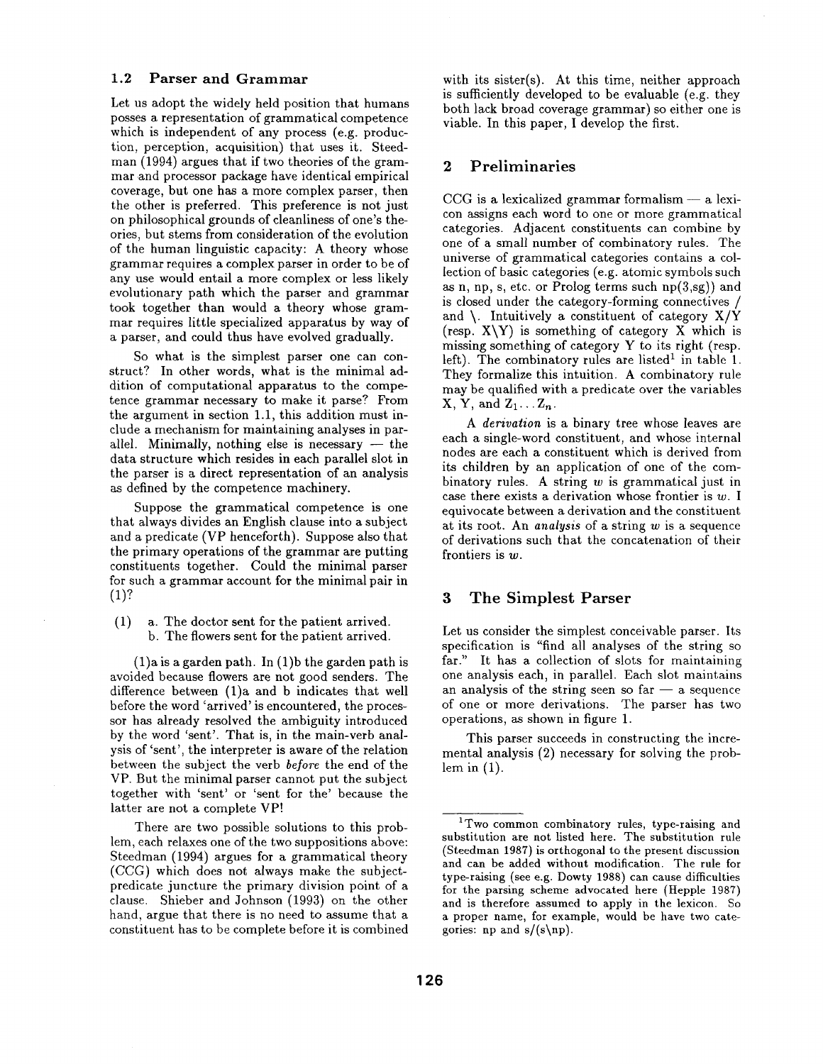### 1.2 Parser and Grammar

Let us adopt the widely held position that humans posses a representation of grammatical competence which is independent of any process (e.g. production, perception, acquisition) that uses it. Steedman (1994) argues that if two theories of the grammar and processor package have identical empirical coverage, but one has a more complex parser, then the other is preferred. This preference is not just on philosophical grounds of cleanliness of one's theories, but stems from consideration of the evolution of the human linguistic capacity: A theory whose grammar requires a complex parser in order to be of any use would entail a more complex or less likely evolutionary path which the parser and grammar took together than would a theory whose grammar requires little specialized apparatus by way of a parser, and could thus have evolved gradually.

So what is the simplest parser one can construct? In other words, what is the minimal addition of computational apparatus to the competence grammar necessary to make it parse? From the argument in section 1.1, this addition must include a mechanism for maintaining analyses in parallel. Minimally, nothing else is necessary — the data structure which resides in each parallel slot in the parser is a direct representation of an analysis as defined by the competence machinery.

Suppose the grammatical competence is one that always divides an English clause into a subject and a predicate (VP henceforth). Suppose also that the primary operations of the grammar are putting constituents together. Could the minimal parser for such a grammar account for the minimal pair in (1)?

(1) a. The doctor sent for the patient arrived.
    b. The flowers sent for the patient arrived.

(1)a is a garden path. In (1)b the garden path is avoided because flowers are not good senders. The difference between (1)a and b indicates that well before the word 'arrived' is encountered, the processor has already resolved the ambiguity introduced by the word 'sent'. That is, in the main-verb analysis of 'sent', the interpreter is aware of the relation between the subject the verb *before* the end of the VP. But the minimal parser cannot put the subject together with 'sent' or 'sent for the' because the latter are not a complete VP!

There are two possible solutions to this problem, each relaxes one of the two suppositions above: Steedman (1994) argues for a grammatical theory (CCG) which does not always make the subject-predicate juncture the primary division point of a clause. Shieber and Johnson (1993) on the other hand, argue that there is no need to assume that a constituent has to be complete before it is combined with its sister(s). At this time, neither approach is sufficiently developed to be evaluable (e.g. they both lack broad coverage grammar) so either one is viable. In this paper, I develop the first.

## 2 Preliminaries

CCG is a lexicalized grammar formalism — a lexicon assigns each word to one or more grammatical categories. Adjacent constituents can combine by one of a small number of combinatory rules. The universe of grammatical categories contains a collection of basic categories (e.g. atomic symbols such as n, np, s, etc. or Prolog terms such np(3,sg)) and is closed under the category-forming connectives / and \. Intuitively a constituent of category X/Y (resp. X\Y) is something of category X which is missing something of category Y to its right (resp. left). The combinatory rules are listed[1] in table 1. They formalize this intuition. A combinatory rule may be qualified with a predicate over the variables X, Y, and $Z_1 \ldots Z_n$.

A *derivation* is a binary tree whose leaves are each a single-word constituent, and whose internal nodes are each a constituent which is derived from its children by an application of one of the combinatory rules. A string $w$ is grammatical just in case there exists a derivation whose frontier is $w$. I equivocate between a derivation and the constituent at its root. An *analysis* of a string $w$ is a sequence of derivations such that the concatenation of their frontiers is $w$.

## 3 The Simplest Parser

Let us consider the simplest conceivable parser. Its specification is "find all analyses of the string so far." It has a collection of slots for maintaining one analysis each, in parallel. Each slot maintains an analysis of the string seen so far — a sequence of one or more derivations. The parser has two operations, as shown in figure 1.

This parser succeeds in constructing the incremental analysis (2) necessary for solving the problem in (1).

[1] Two common combinatory rules, type-raising and substitution are not listed here. The substitution rule (Steedman 1987) is orthogonal to the present discussion and can be added without modification. The rule for type-raising (see e.g. Dowty 1988) can cause difficulties for the parsing scheme advocated here (Hepple 1987) and is therefore assumed to apply in the lexicon. So a proper name, for example, would be have two categories: np and s/(s\np).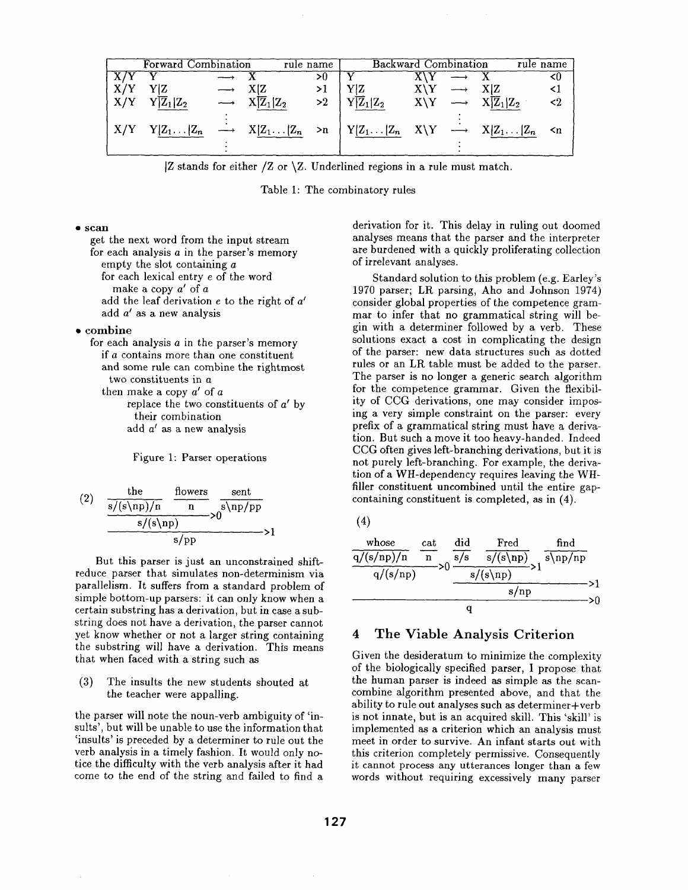| Forward Combination | | | | rule name | Backward Combination | | | | rule name |
|---|---|---|---|---|---|---|---|---|---|
| X/Y | Y | $\longrightarrow$ | X | >0 | Y | X\Y | $\longrightarrow$ | X | <0 |
| X/Y | $\underline{Y\vert Z}$ | $\longrightarrow$ | $\underline{X\vert Z}$ | >1 | $\underline{Y\vert Z}$ | X\Y | $\longrightarrow$ | $\underline{X\vert Z}$ | <1 |
| X/Y | $Y\underline{\vert Z_1\vert Z_2}$ | $\longrightarrow$ | $X\underline{\vert Z_1\vert Z_2}$ | >2 | $Y\underline{\vert Z_1\vert Z_2}$ | X\Y | $\longrightarrow$ | $X\underline{\vert Z_1\vert Z_2}$ | <2 |
| | | $\vdots$ | | | | | $\vdots$ | | |
| X/Y | $Y\underline{\vert Z_1\ldots\vert Z_n}$ | $\longrightarrow$ | $X\underline{\vert Z_1\ldots\vert Z_n}$ | >n | $Y\underline{\vert Z_1\ldots\vert Z_n}$ | X\Y | $\longrightarrow$ | $X\underline{\vert Z_1\ldots\vert Z_n}$ | <n |
| | | $\vdots$ | | | | | $\vdots$ | | |

|Z stands for either /Z or \Z. Underlined regions in a rule must match.

Table 1: The combinatory rules

- **scan**
  get the next word from the input stream
  for each analysis $a$ in the parser's memory
  empty the slot containing $a$
  for each lexical entry $e$ of the word
  make a copy $a'$ of $a$
  add the leaf derivation $e$ to the right of $a'$
  add $a'$ as a new analysis
- **combine**
  for each analysis $a$ in the parser's memory
  if $a$ contains more than one constituent
  and some rule can combine the rightmost two constituents in $a$
  then make a copy $a'$ of $a$
  replace the two constituents of $a'$ by their combination
  add $a'$ as a new analysis

Figure 1: Parser operations

(2)
```
the            flowers    sent
s/(s\np)/n     n          s\np/pp
------------------->0
s/(s\np)
------------------------------------>1
s/pp
```

But this parser is just an unconstrained shift-reduce parser that simulates non-determinism via parallelism. It suffers from a standard problem of simple bottom-up parsers: it can only know when a certain substring has a derivation, but in case a substring does not have a derivation, the parser cannot yet know whether or not a larger string containing the substring will have a derivation. This means that when faced with a string such as

(3) The insults the new students shouted at the teacher were appalling.

the parser will note the noun-verb ambiguity of 'insults', but will be unable to use the information that 'insults' is preceded by a determiner to rule out the verb analysis in a timely fashion. It would only notice the difficulty with the verb analysis after it had come to the end of the string and failed to find a derivation for it. This delay in ruling out doomed analyses means that the parser and the interpreter are burdened with a quickly proliferating collection of irrelevant analyses.

Standard solution to this problem (e.g. Earley's 1970 parser; LR parsing, Aho and Johnson 1974) consider global properties of the competence grammar to infer that no grammatical string will begin with a determiner followed by a verb. These solutions exact a cost in complicating the design of the parser: new data structures such as dotted rules or an LR table must be added to the parser. The parser is no longer a generic search algorithm for the competence grammar. Given the flexibility of CCG derivations, one may consider imposing a very simple constraint on the parser: every prefix of a grammatical string must have a derivation. But such a move it too heavy-handed. Indeed CCG often gives left-branching derivations, but it is not purely left-branching. For example, the derivation of a WH-dependency requires leaving the WH-filler constituent uncombined until the entire gap-containing constituent is completed, as in (4).

(4)
```
whose        cat   did   Fred        find
q/(s/np)/n   n     s/s   s/(s\np)    s\np/np
------------->0    --------------->1
q/(s/np)           s/(s\np)
                   ------------------------->1
                   s/np
------------------------------------------------>0
q
```

## 4 The Viable Analysis Criterion

Given the desideratum to minimize the complexity of the biologically specified parser, I propose that the human parser is indeed as simple as the scan-combine algorithm presented above, and that the ability to rule out analyses such as determiner+verb is not innate, but is an acquired skill. This 'skill' is implemented as a criterion which an analysis must meet in order to survive. An infant starts out with this criterion completely permissive. Consequently it cannot process any utterances longer than a few words without requiring excessively many parser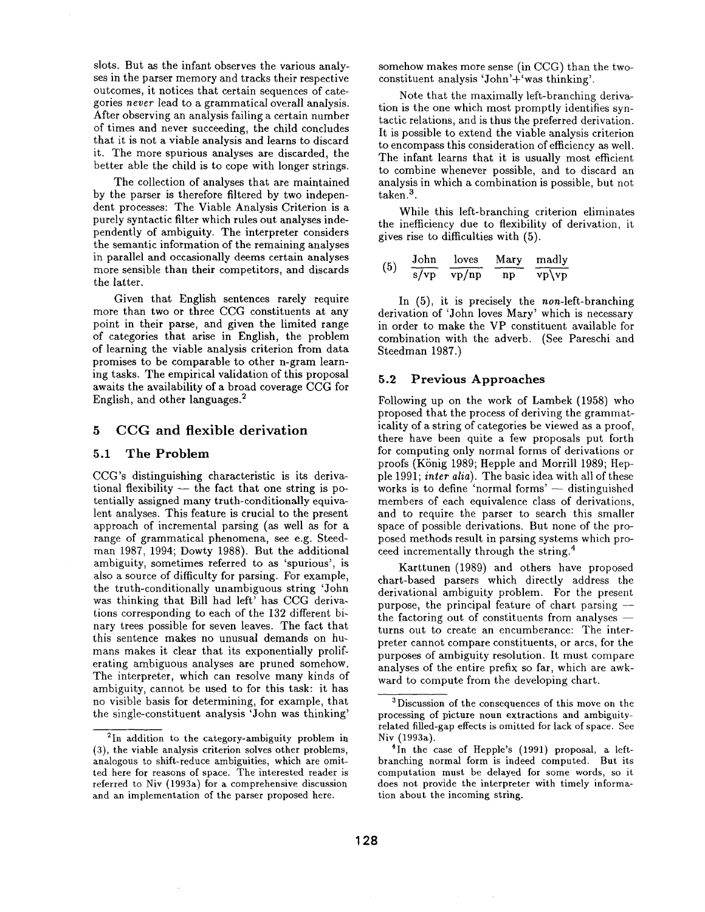slots. But as the infant observes the various analyses in the parser memory and tracks their respective outcomes, it notices that certain sequences of categories *never* lead to a grammatical overall analysis. After observing an analysis failing a certain number of times and never succeeding, the child concludes that it is not a viable analysis and learns to discard it. The more spurious analyses are discarded, the better able the child is to cope with longer strings.

The collection of analyses that are maintained by the parser is therefore filtered by two independent processes: The Viable Analysis Criterion is a purely syntactic filter which rules out analyses independently of ambiguity. The interpreter considers the semantic information of the remaining analyses in parallel and occasionally deems certain analyses more sensible than their competitors, and discards the latter.

Given that English sentences rarely require more than two or three CCG constituents at any point in their parse, and given the limited range of categories that arise in English, the problem of learning the viable analysis criterion from data promises to be comparable to other n-gram learning tasks. The empirical validation of this proposal awaits the availability of a broad coverage CCG for English, and other languages.[2]

## 5 CCG and flexible derivation

### 5.1 The Problem

CCG's distinguishing characteristic is its derivational flexibility — the fact that one string is potentially assigned many truth-conditionally equivalent analyses. This feature is crucial to the present approach of incremental parsing (as well as for a range of grammatical phenomena, see e.g. Steedman 1987, 1994; Dowty 1988). But the additional ambiguity, sometimes referred to as 'spurious', is also a source of difficulty for parsing. For example, the truth-conditionally unambiguous string 'John was thinking that Bill had left' has CCG derivations corresponding to each of the 132 different binary trees possible for seven leaves. The fact that this sentence makes no unusual demands on humans makes it clear that its exponentially proliferating ambiguous analyses are pruned somehow. The interpreter, which can resolve many kinds of ambiguity, cannot be used to for this task: it has no visible basis for determining, for example, that the single-constituent analysis 'John was thinking' somehow makes more sense (in CCG) than the two-constituent analysis 'John'+'was thinking'.

Note that the maximally left-branching derivation is the one which most promptly identifies syntactic relations, and is thus the preferred derivation. It is possible to extend the viable analysis criterion to encompass this consideration of efficiency as well. The infant learns that it is usually most efficient to combine whenever possible, and to discard an analysis in which a combination is possible, but not taken.[3]

While this left-branching criterion eliminates the inefficiency due to flexibility of derivation, it gives rise to difficulties with (5).

(5) $\frac{\text{John}}{\text{s/vp}}$ $\frac{\text{loves}}{\text{vp/np}}$ $\frac{\text{Mary}}{\text{np}}$ $\frac{\text{madly}}{\text{vp}\backslash\text{vp}}$

In (5), it is precisely the *non*-left-branching derivation of 'John loves Mary' which is necessary in order to make the VP constituent available for combination with the adverb. (See Pareschi and Steedman 1987.)

### 5.2 Previous Approaches

Following up on the work of Lambek (1958) who proposed that the process of deriving the grammaticality of a string of categories be viewed as a proof, there have been quite a few proposals put forth for computing only normal forms of derivations or proofs (König 1989; Hepple and Morrill 1989; Hepple 1991; *inter alia*). The basic idea with all of these works is to define 'normal forms' — distinguished members of each equivalence class of derivations, and to require the parser to search this smaller space of possible derivations. But none of the proposed methods result in parsing systems which proceed incrementally through the string.[4]

Karttunen (1989) and others have proposed chart-based parsers which directly address the derivational ambiguity problem. For the present purpose, the principal feature of chart parsing — the factoring out of constituents from analyses — turns out to create an encumberance: The interpreter cannot compare constituents, or arcs, for the purposes of ambiguity resolution. It must compare analyses of the entire prefix so far, which are awkward to compute from the developing chart.

---

[2] In addition to the category-ambiguity problem in (3), the viable analysis criterion solves other problems, analogous to shift-reduce ambiguities, which are omitted here for reasons of space. The interested reader is referred to Niv (1993a) for a comprehensive discussion and an implementation of the parser proposed here.

[3] Discussion of the consequences of this move on the processing of picture noun extractions and ambiguity-related filled-gap effects is omitted for lack of space. See Niv (1993a).

[4] In the case of Hepple's (1991) proposal, a left-branching normal form is indeed computed. But its computation must be delayed for some words, so it does not provide the interpreter with timely information about the incoming string.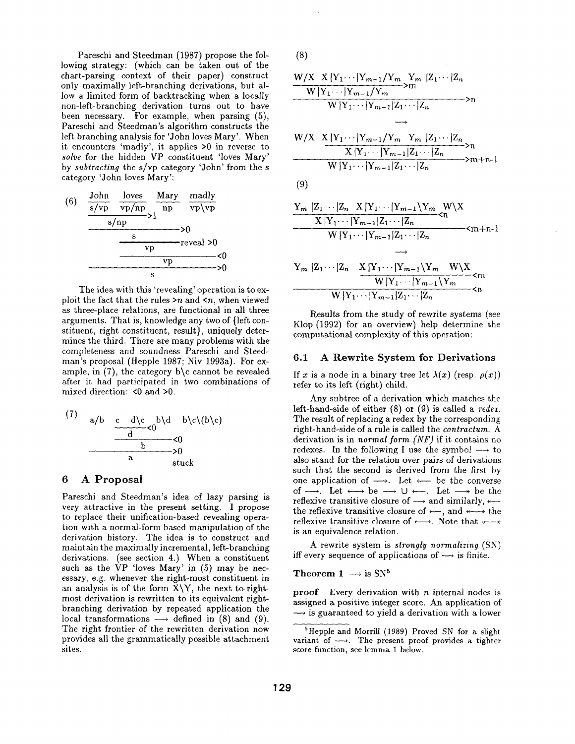Pareschi and Steedman (1987) propose the following strategy: (which can be taken out of the chart-parsing context of their paper) construct only maximally left-branching derivations, but allow a limited form of backtracking when a locally non-left-branching derivation turns out to have been necessary. For example, when parsing (5), Pareschi and Steedman's algorithm constructs the left branching analysis for 'John loves Mary'. When it encounters 'madly', it applies >0 in reverse to *solve* for the hidden VP constituent 'loves Mary' by *subtracting* the s/vp category 'John' from the s category 'John loves Mary':

(6)

```
John     loves     Mary     madly
----     -----     ----     -----
s/vp     vp/np      np      vp\vp
--------------->1
    s/np
------------------------>0
          s
          ---------------reveal >0
               vp
          ------------------------<0
                      vp
------------------------------------>0
                  s
```

The idea with this 'revealing' operation is to exploit the fact that the rules >$n$ and <$n$, when viewed as three-place relations, are functional in all three arguments. That is, knowledge any two of {left constituent, right constituent, result}, uniquely determines the third. There are many problems with the completeness and soundness Pareschi and Steedman's proposal (Hepple 1987; Niv 1993a). For example, in (7), the category b\c cannot be revealed after it had participated in two combinations of mixed direction: <0 and >0.

(7)

```
a/b    c    d\c    b\d    b\c\(b\c)
       ---------<0
           d
       ----------------<0
               b
----------------------->0
           a                stuck
```

## 6 A Proposal

Pareschi and Steedman's idea of lazy parsing is very attractive in the present setting. I propose to replace their unification-based revealing operation with a normal-form based manipulation of the derivation history. The idea is to construct and maintain the maximally incremental, left-branching derivations. (see section 4.) When a constituent such as the VP 'loves Mary' in (5) may be necessary, e.g. whenever the right-most constituent in an analysis is of the form X\Y, the next-to-right-most derivation is rewritten to its equivalent right-branching derivation by repeated application the local transformations $\longrightarrow$ defined in (8) and (9). The right frontier of the rewritten derivation now provides all the grammatically possible attachment sites.

(8)

```
W/X   X|Y1···|Ym-1/Ym   Ym|Z1···|Zn
-----------------------------------  >m
      W|Y1···|Ym-1/Ym
-----------------------------------------------  >n
      W|Y1···|Ym-1|Z1···|Zn

                  --->

W/X   X|Y1···|Ym-1/Ym   Ym|Z1···|Zn
      -------------------------------  >n
         X|Y1···|Ym-1|Z1···|Zn
-----------------------------------------------  >m+n-1
      W|Y1···|Ym-1|Z1···|Zn
```

(9)

```
Ym|Z1···|Zn   X|Y1···|Ym-1\Ym   W\X
-----------------------------------  <n
   X|Y1···|Ym-1|Z1···|Zn
-----------------------------------------------  <m+n-1
   W|Y1···|Ym-1|Z1···|Zn

                  --->

Ym|Z1···|Zn   X|Y1···|Ym-1\Ym   W\X
              ---------------------  <m
                 W|Y1···|Ym-1\Ym
-----------------------------------------------  <n
   W|Y1···|Ym-1|Z1···|Zn
```

Results from the study of rewrite systems (see Klop (1992) for an overview) help determine the computational complexity of this operation:

### 6.1 A Rewrite System for Derivations

If $x$ is a node in a binary tree let $\lambda(x)$ (resp. $\rho(x)$) refer to its left (right) child.

Any subtree of a derivation which matches the left-hand-side of either (8) or (9) is called a *redex*. The result of replacing a redex by the corresponding right-hand-side of a rule is called the *contractum*. A derivation is in *normal form (NF)* if it contains no redexes. In the following I use the symbol $\longrightarrow$ to also stand for the relation over pairs of derivations such that the second is derived from the first by one application of $\longrightarrow$. Let $\longleftarrow$ be the converse of $\longrightarrow$. Let $\longleftrightarrow$ be $\longrightarrow \cup \longleftarrow$. Let $\twoheadrightarrow$ be the reflexive transitive closure of $\longrightarrow$ and similarly, $\twoheadleftarrow$ the reflexive transitive closure of $\longleftarrow$, and $\twoheadleftrightarrow$ the reflexive transitive closure of $\longleftrightarrow$. Note that $\twoheadleftrightarrow$ is an equivalence relation.

A rewrite system is *strongly normalizing* (SN) iff every sequence of applications of $\longrightarrow$ is finite.

**Theorem 1** $\longrightarrow$ is SN[5]

**proof** Every derivation with $n$ internal nodes is assigned a positive integer score. An application of $\longrightarrow$ is guaranteed to yield a derivation with a lower

[5] Hepple and Morrill (1989) Proved SN for a slight variant of $\longrightarrow$. The present proof provides a tighter score function, see lemma 1 below.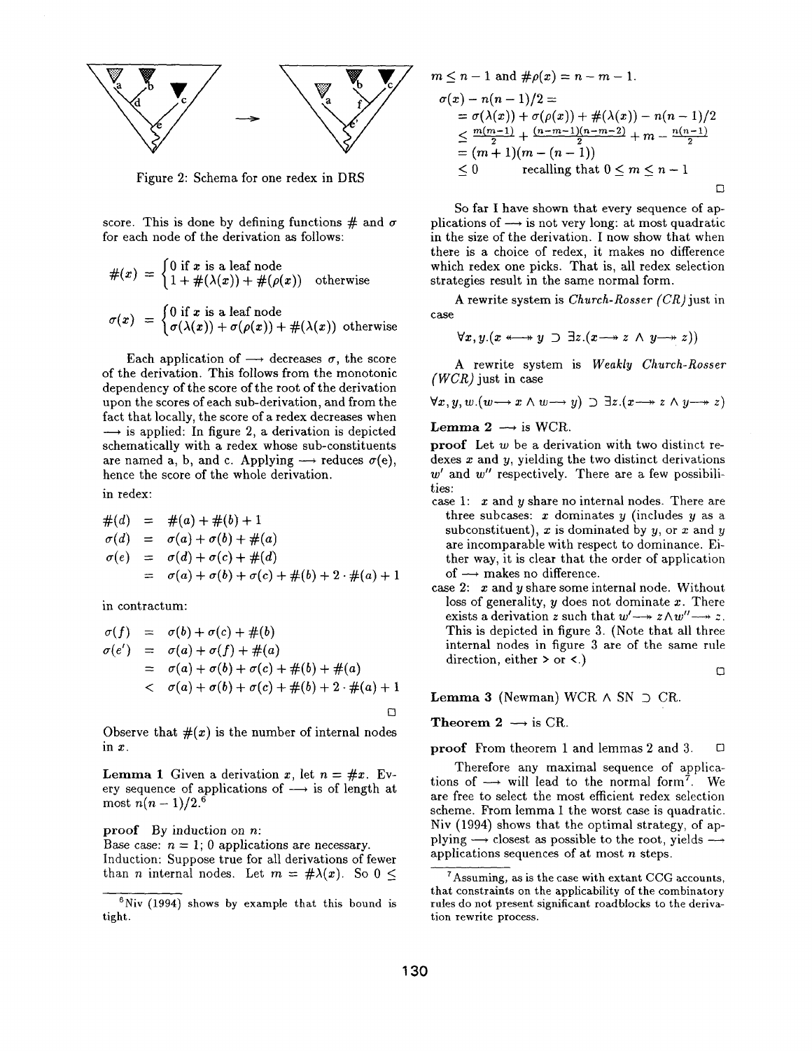Figure 2: Schema for one redex in DRS

score. This is done by defining functions $\#$ and $\sigma$ for each node of the derivation as follows:

$$\#(x) = \begin{cases} 0 \text{ if } x \text{ is a leaf node} \\ 1 + \#(\lambda(x)) + \#(\rho(x)) & \text{otherwise} \end{cases}$$

$$\sigma(x) = \begin{cases} 0 \text{ if } x \text{ is a leaf node} \\ \sigma(\lambda(x)) + \sigma(\rho(x)) + \#(\lambda(x)) & \text{otherwise} \end{cases}$$

Each application of $\longrightarrow$ decreases $\sigma$, the score of the derivation. This follows from the monotonic dependency of the score of the root of the derivation upon the scores of each sub-derivation, and from the fact that locally, the score of a redex decreases when $\longrightarrow$ is applied: In figure 2, a derivation is depicted schematically with a redex whose sub-constituents are named a, b, and c. Applying $\longrightarrow$ reduces $\sigma$(e), hence the score of the whole derivation.

in redex:

$$\begin{aligned} \#(d) &= \#(a) + \#(b) + 1 \\ \sigma(d) &= \sigma(a) + \sigma(b) + \#(a) \\ \sigma(e) &= \sigma(d) + \sigma(c) + \#(d) \\ &= \sigma(a) + \sigma(b) + \sigma(c) + \#(b) + 2 \cdot \#(a) + 1 \end{aligned}$$

in contractum:

$$\begin{aligned} \sigma(f) &= \sigma(b) + \sigma(c) + \#(b) \\ \sigma(e') &= \sigma(a) + \sigma(f) + \#(a) \\ &= \sigma(a) + \sigma(b) + \sigma(c) + \#(b) + \#(a) \\ &< \sigma(a) + \sigma(b) + \sigma(c) + \#(b) + 2 \cdot \#(a) + 1 \end{aligned}$$

□

Observe that $\#(x)$ is the number of internal nodes in $x$.

**Lemma 1** Given a derivation $x$, let $n = \#x$. Every sequence of applications of $\longrightarrow$ is of length at most $n(n-1)/2$.[6]

**proof** By induction on $n$:
Base case: $n = 1$; 0 applications are necessary.
Induction: Suppose true for all derivations of fewer than $n$ internal nodes. Let $m = \#\lambda(x)$. So $0 \leq m \leq n-1$ and $\#\rho(x) = n - m - 1$.

$$\begin{aligned} &\sigma(x) - n(n-1)/2 = \\ &= \sigma(\lambda(x)) + \sigma(\rho(x)) + \#(\lambda(x)) - n(n-1)/2 \\ &\leq \tfrac{m(m-1)}{2} + \tfrac{(n-m-1)(n-m-2)}{2} + m - \tfrac{n(n-1)}{2} \\ &= (m+1)(m-(n-1)) \\ &\leq 0 \qquad \text{recalling that } 0 \leq m \leq n-1 \end{aligned}$$

□

So far I have shown that every sequence of applications of $\longrightarrow$ is not very long: at most quadratic in the size of the derivation. I now show that when there is a choice of redex, it makes no difference which redex one picks. That is, all redex selection strategies result in the same normal form.

A rewrite system is *Church-Rosser (CR)* just in case

$$\forall x, y.(x \longleftrightarrow\!\!\!\!\!\!\ast\;\; y \supset \exists z.(x \longrightarrow\!\!\!\!\!\ast\;\; z \wedge y \longrightarrow\!\!\!\!\!\ast\;\; z))$$

A rewrite system is *Weakly Church-Rosser (WCR)* just in case

$$\forall x, y, w.(w \longrightarrow x \wedge w \longrightarrow y) \supset \exists z.(x \longrightarrow\!\!\!\!\!\ast\;\; z \wedge y \longrightarrow\!\!\!\!\!\ast\;\; z)$$

**Lemma 2** $\longrightarrow$ is WCR.

**proof** Let $w$ be a derivation with two distinct redexes $x$ and $y$, yielding the two distinct derivations $w'$ and $w''$ respectively. There are a few possibilities:

case 1: $x$ and $y$ share no internal nodes. There are three subcases: $x$ dominates $y$ (includes $y$ as a subconstituent), $x$ is dominated by $y$, or $x$ and $y$ are incomparable with respect to dominance. Either way, it is clear that the order of application of $\longrightarrow$ makes no difference.

case 2: $x$ and $y$ share some internal node. Without loss of generality, $y$ does not dominate $x$. There exists a derivation $z$ such that $w' \longrightarrow\!\!\!\!\!\ast\;\; z \wedge w'' \longrightarrow\!\!\!\!\!\ast\;\; z$. This is depicted in figure 3. (Note that all three internal nodes in figure 3 are of the same rule direction, either > or <.)

□

**Lemma 3** (Newman) WCR $\wedge$ SN $\supset$ CR.

**Theorem 2** $\longrightarrow$ is CR.

**proof** From theorem 1 and lemmas 2 and 3. □

Therefore any maximal sequence of applications of $\longrightarrow$ will lead to the normal form[7]. We are free to select the most efficient redex selection scheme. From lemma 1 the worst case is quadratic. Niv (1994) shows that the optimal strategy, of applying $\longrightarrow$ closest as possible to the root, yields $\longrightarrow$ applications sequences of at most $n$ steps.

[6] Niv (1994) shows by example that this bound is tight.

[7] Assuming, as is the case with extant CCG accounts, that constraints on the applicability of the combinatory rules do not present significant roadblocks to the derivation rewrite process.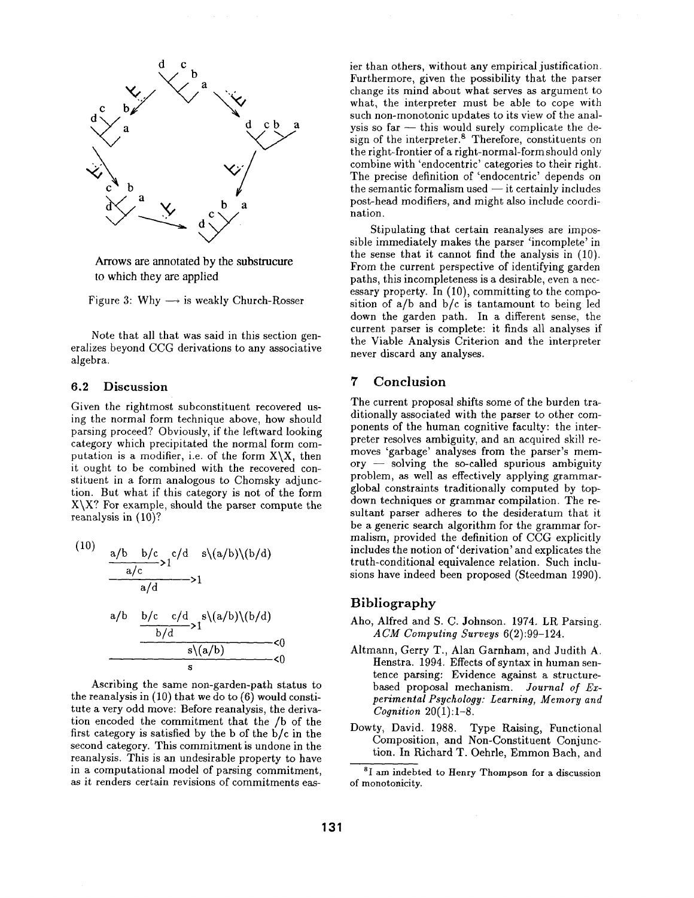Arrows are annotated by the substrucure to which they are applied

Figure 3: Why $\longrightarrow$ is weakly Church-Rosser

Note that all that was said in this section generalizes beyond CCG derivations to any associative algebra.

### 6.2 Discussion

Given the rightmost subconstituent recovered using the normal form technique above, how should parsing proceed? Obviously, if the leftward looking category which precipitated the normal form computation is a modifier, i.e. of the form X\X, then it ought to be combined with the recovered constituent in a form analogous to Chomsky adjunction. But what if this category is not of the form X\X? For example, should the parser compute the reanalysis in (10)?

(10)

```
a/b  b/c    c/d  s\(a/b)\(b/d)
--------->1
   a/c
------------------>1
        a/d

a/b  b/c  c/d  s\(a/b)\(b/d)
     ---------->1
        b/d
     ---------------------------<0
              s\(a/b)
-----------------------------------<0
                 s
```

Ascribing the same non-garden-path status to the reanalysis in (10) that we do to (6) would constitute a very odd move: Before reanalysis, the derivation encoded the commitment that the /b of the first category is satisfied by the b of the b/c in the second category. This commitment is undone in the reanalysis. This is an undesirable property to have in a computational model of parsing commitment, as it renders certain revisions of commitments easier than others, without any empirical justification. Furthermore, given the possibility that the parser change its mind about what serves as argument to what, the interpreter must be able to cope with such non-monotonic updates to its view of the analysis so far — this would surely complicate the design of the interpreter.[8] Therefore, constituents on the right-frontier of a right-normal-form should only combine with 'endocentric' categories to their right. The precise definition of 'endocentric' depends on the semantic formalism used — it certainly includes post-head modifiers, and might also include coordination.

Stipulating that certain reanalyses are impossible immediately makes the parser 'incomplete' in the sense that it cannot find the analysis in (10). From the current perspective of identifying garden paths, this incompleteness is a desirable, even a necessary property. In (10), committing to the composition of a/b and b/c is tantamount to being led down the garden path. In a different sense, the current parser is complete: it finds all analyses if the Viable Analysis Criterion and the interpreter never discard any analyses.

## 7 Conclusion

The current proposal shifts some of the burden traditionally associated with the parser to other components of the human cognitive faculty: the interpreter resolves ambiguity, and an acquired skill removes 'garbage' analyses from the parser's memory — solving the so-called spurious ambiguity problem, as well as effectively applying grammar-global constraints traditionally computed by top-down techniques or grammar compilation. The resultant parser adheres to the desideratum that it be a generic search algorithm for the grammar formalism, provided the definition of CCG explicitly includes the notion of 'derivation' and explicates the truth-conditional equivalence relation. Such inclusions have indeed been proposed (Steedman 1990).

## Bibliography

Aho, Alfred and S. C. Johnson. 1974. LR Parsing. *ACM Computing Surveys* 6(2):99–124.

Altmann, Gerry T., Alan Garnham, and Judith A. Henstra. 1994. Effects of syntax in human sentence parsing: Evidence against a structure-based proposal mechanism. *Journal of Experimental Psychology: Learning, Memory and Cognition* 20(1):1–8.

Dowty, David. 1988. Type Raising, Functional Composition, and Non-Constituent Conjunction. In Richard T. Oehrle, Emmon Bach, and

[8] I am indebted to Henry Thompson for a discussion of monotonicity.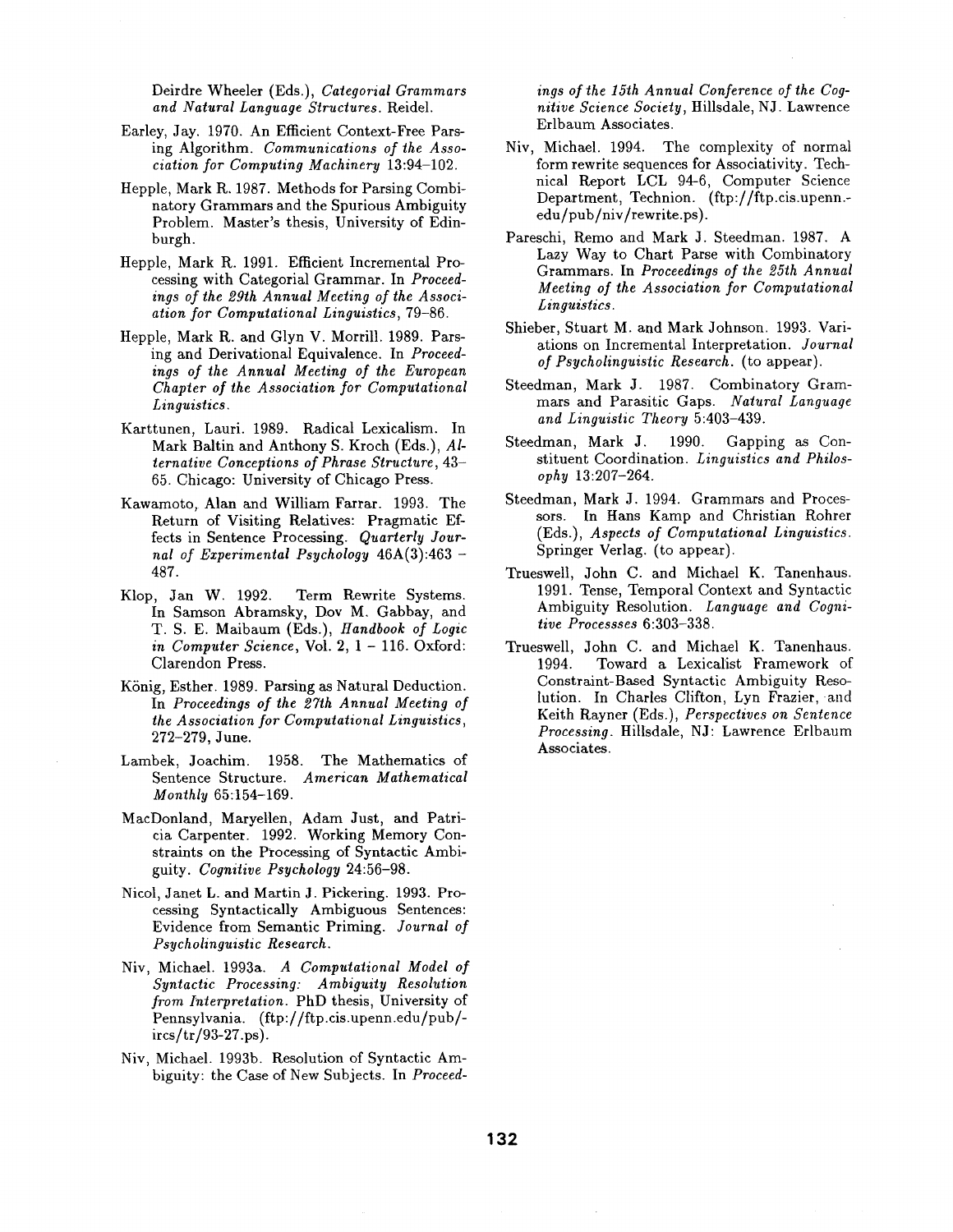Deirdre Wheeler (Eds.), *Categorial Grammars and Natural Language Structures*. Reidel.

Earley, Jay. 1970. An Efficient Context-Free Parsing Algorithm. *Communications of the Association for Computing Machinery* 13:94–102.

Hepple, Mark R. 1987. Methods for Parsing Combinatory Grammars and the Spurious Ambiguity Problem. Master's thesis, University of Edinburgh.

Hepple, Mark R. 1991. Efficient Incremental Processing with Categorial Grammar. In *Proceedings of the 29th Annual Meeting of the Association for Computational Linguistics*, 79–86.

Hepple, Mark R. and Glyn V. Morrill. 1989. Parsing and Derivational Equivalence. In *Proceedings of the Annual Meeting of the European Chapter of the Association for Computational Linguistics*.

Karttunen, Lauri. 1989. Radical Lexicalism. In Mark Baltin and Anthony S. Kroch (Eds.), *Alternative Conceptions of Phrase Structure*, 43–65. Chicago: University of Chicago Press.

Kawamoto, Alan and William Farrar. 1993. The Return of Visiting Relatives: Pragmatic Effects in Sentence Processing. *Quarterly Journal of Experimental Psychology* 46A(3):463 – 487.

Klop, Jan W. 1992. Term Rewrite Systems. In Samson Abramsky, Dov M. Gabbay, and T. S. E. Maibaum (Eds.), *Handbook of Logic in Computer Science*, Vol. 2, 1 – 116. Oxford: Clarendon Press.

König, Esther. 1989. Parsing as Natural Deduction. In *Proceedings of the 27th Annual Meeting of the Association for Computational Linguistics*, 272–279, June.

Lambek, Joachim. 1958. The Mathematics of Sentence Structure. *American Mathematical Monthly* 65:154–169.

MacDonland, Maryellen, Adam Just, and Patricia Carpenter. 1992. Working Memory Constraints on the Processing of Syntactic Ambiguity. *Cognitive Psychology* 24:56–98.

Nicol, Janet L. and Martin J. Pickering. 1993. Processing Syntactically Ambiguous Sentences: Evidence from Semantic Priming. *Journal of Psycholinguistic Research*.

Niv, Michael. 1993a. *A Computational Model of Syntactic Processing: Ambiguity Resolution from Interpretation*. PhD thesis, University of Pennsylvania. (ftp://ftp.cis.upenn.edu/pub/ircs/tr/93-27.ps).

Niv, Michael. 1993b. Resolution of Syntactic Ambiguity: the Case of New Subjects. In *Proceedings of the 15th Annual Conference of the Cognitive Science Society*, Hillsdale, NJ. Lawrence Erlbaum Associates.

Niv, Michael. 1994. The complexity of normal form rewrite sequences for Associativity. Technical Report LCL 94-6, Computer Science Department, Technion. (ftp://ftp.cis.upenn.edu/pub/niv/rewrite.ps).

Pareschi, Remo and Mark J. Steedman. 1987. A Lazy Way to Chart Parse with Combinatory Grammars. In *Proceedings of the 25th Annual Meeting of the Association for Computational Linguistics*.

Shieber, Stuart M. and Mark Johnson. 1993. Variations on Incremental Interpretation. *Journal of Psycholinguistic Research*. (to appear).

Steedman, Mark J. 1987. Combinatory Grammars and Parasitic Gaps. *Natural Language and Linguistic Theory* 5:403–439.

Steedman, Mark J. 1990. Gapping as Constituent Coordination. *Linguistics and Philosophy* 13:207–264.

Steedman, Mark J. 1994. Grammars and Processors. In Hans Kamp and Christian Rohrer (Eds.), *Aspects of Computational Linguistics*. Springer Verlag. (to appear).

Trueswell, John C. and Michael K. Tanenhaus. 1991. Tense, Temporal Context and Syntactic Ambiguity Resolution. *Language and Cognitive Processses* 6:303–338.

Trueswell, John C. and Michael K. Tanenhaus. 1994. Toward a Lexicalist Framework of Constraint-Based Syntactic Ambiguity Resolution. In Charles Clifton, Lyn Frazier, and Keith Rayner (Eds.), *Perspectives on Sentence Processing*. Hillsdale, NJ: Lawrence Erlbaum Associates.